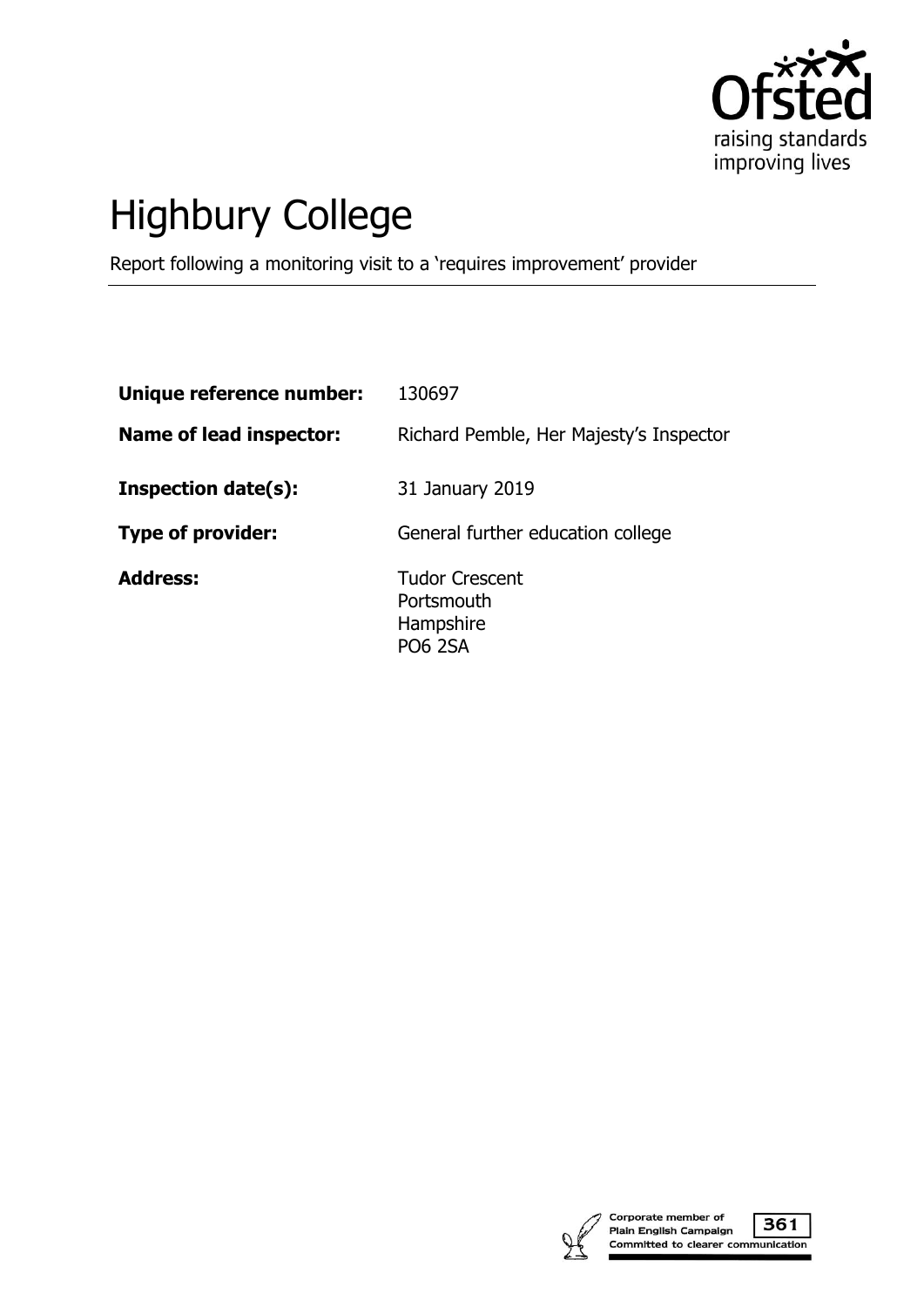# Highbury College

Report following a monitoring visit to a 'requires improvement' provider

| | |
|---|---|
| **Unique reference number:** | 130697 |
| **Name of lead inspector:** | Richard Pemble, Her Majesty's Inspector |
| **Inspection date(s):** | 31 January 2019 |
| **Type of provider:** | General further education college |
| **Address:** | Tudor Crescent<br>Portsmouth<br>Hampshire<br>PO6 2SA |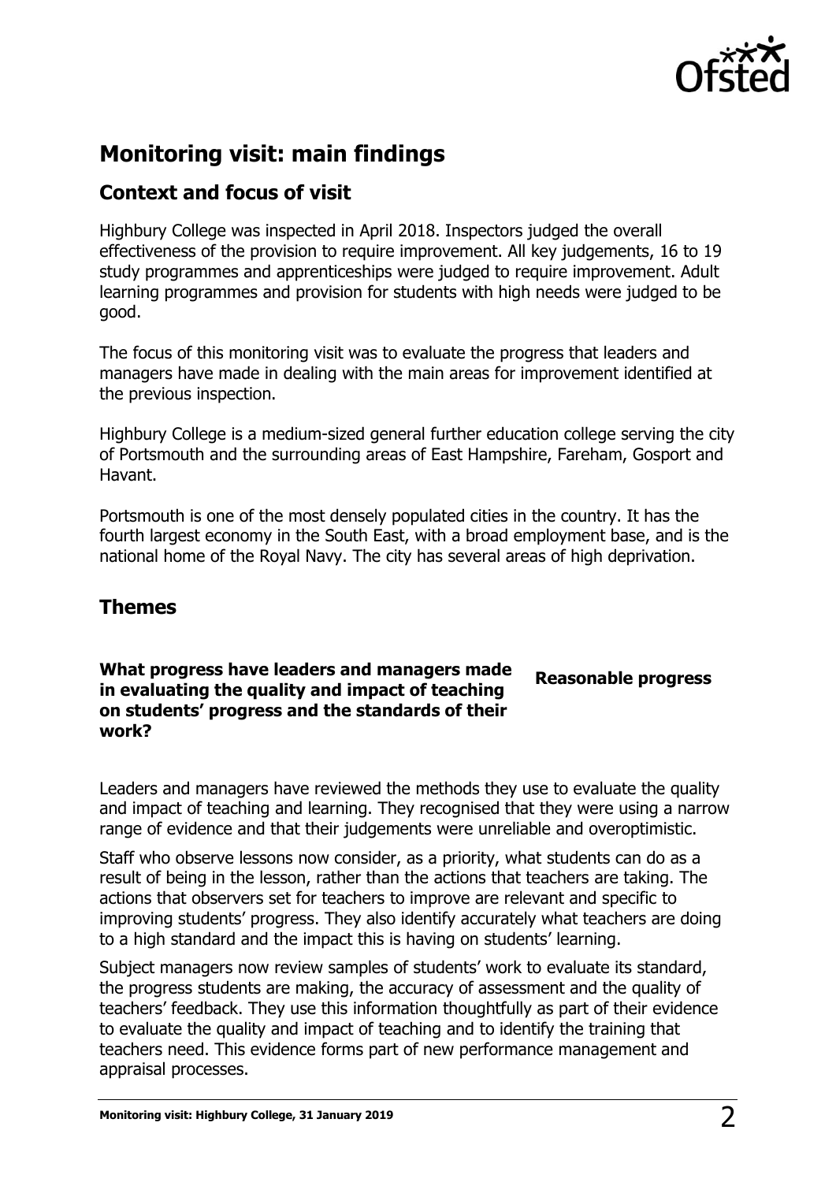## Monitoring visit: main findings

### Context and focus of visit

Highbury College was inspected in April 2018. Inspectors judged the overall effectiveness of the provision to require improvement. All key judgements, 16 to 19 study programmes and apprenticeships were judged to require improvement. Adult learning programmes and provision for students with high needs were judged to be good.

The focus of this monitoring visit was to evaluate the progress that leaders and managers have made in dealing with the main areas for improvement identified at the previous inspection.

Highbury College is a medium-sized general further education college serving the city of Portsmouth and the surrounding areas of East Hampshire, Fareham, Gosport and Havant.

Portsmouth is one of the most densely populated cities in the country. It has the fourth largest economy in the South East, with a broad employment base, and is the national home of the Royal Navy. The city has several areas of high deprivation.

### Themes

**What progress have leaders and managers made in evaluating the quality and impact of teaching on students' progress and the standards of their work?** — **Reasonable progress**

Leaders and managers have reviewed the methods they use to evaluate the quality and impact of teaching and learning. They recognised that they were using a narrow range of evidence and that their judgements were unreliable and overoptimistic.

Staff who observe lessons now consider, as a priority, what students can do as a result of being in the lesson, rather than the actions that teachers are taking. The actions that observers set for teachers to improve are relevant and specific to improving students' progress. They also identify accurately what teachers are doing to a high standard and the impact this is having on students' learning.

Subject managers now review samples of students' work to evaluate its standard, the progress students are making, the accuracy of assessment and the quality of teachers' feedback. They use this information thoughtfully as part of their evidence to evaluate the quality and impact of teaching and to identify the training that teachers need. This evidence forms part of new performance management and appraisal processes.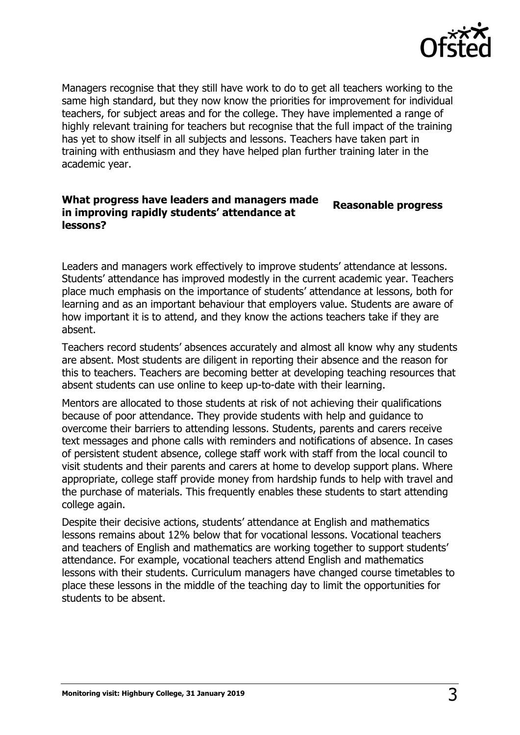Managers recognise that they still have work to do to get all teachers working to the same high standard, but they now know the priorities for improvement for individual teachers, for subject areas and for the college. They have implemented a range of highly relevant training for teachers but recognise that the full impact of the training has yet to show itself in all subjects and lessons. Teachers have taken part in training with enthusiasm and they have helped plan further training later in the academic year.

| **What progress have leaders and managers made in improving rapidly students' attendance at lessons?** | **Reasonable progress** |
| --- | --- |

Leaders and managers work effectively to improve students' attendance at lessons. Students' attendance has improved modestly in the current academic year. Teachers place much emphasis on the importance of students' attendance at lessons, both for learning and as an important behaviour that employers value. Students are aware of how important it is to attend, and they know the actions teachers take if they are absent.

Teachers record students' absences accurately and almost all know why any students are absent. Most students are diligent in reporting their absence and the reason for this to teachers. Teachers are becoming better at developing teaching resources that absent students can use online to keep up-to-date with their learning.

Mentors are allocated to those students at risk of not achieving their qualifications because of poor attendance. They provide students with help and guidance to overcome their barriers to attending lessons. Students, parents and carers receive text messages and phone calls with reminders and notifications of absence. In cases of persistent student absence, college staff work with staff from the local council to visit students and their parents and carers at home to develop support plans. Where appropriate, college staff provide money from hardship funds to help with travel and the purchase of materials. This frequently enables these students to start attending college again.

Despite their decisive actions, students' attendance at English and mathematics lessons remains about 12% below that for vocational lessons. Vocational teachers and teachers of English and mathematics are working together to support students' attendance. For example, vocational teachers attend English and mathematics lessons with their students. Curriculum managers have changed course timetables to place these lessons in the middle of the teaching day to limit the opportunities for students to be absent.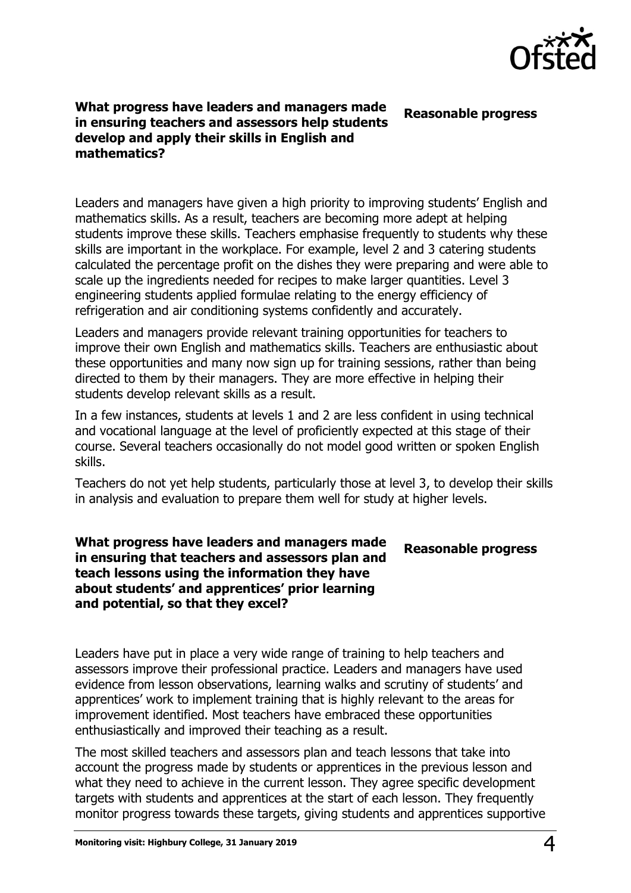**What progress have leaders and managers made in ensuring teachers and assessors help students develop and apply their skills in English and mathematics?**

**Reasonable progress**

Leaders and managers have given a high priority to improving students' English and mathematics skills. As a result, teachers are becoming more adept at helping students improve these skills. Teachers emphasise frequently to students why these skills are important in the workplace. For example, level 2 and 3 catering students calculated the percentage profit on the dishes they were preparing and were able to scale up the ingredients needed for recipes to make larger quantities. Level 3 engineering students applied formulae relating to the energy efficiency of refrigeration and air conditioning systems confidently and accurately.

Leaders and managers provide relevant training opportunities for teachers to improve their own English and mathematics skills. Teachers are enthusiastic about these opportunities and many now sign up for training sessions, rather than being directed to them by their managers. They are more effective in helping their students develop relevant skills as a result.

In a few instances, students at levels 1 and 2 are less confident in using technical and vocational language at the level of proficiently expected at this stage of their course. Several teachers occasionally do not model good written or spoken English skills.

Teachers do not yet help students, particularly those at level 3, to develop their skills in analysis and evaluation to prepare them well for study at higher levels.

**What progress have leaders and managers made in ensuring that teachers and assessors plan and teach lessons using the information they have about students' and apprentices' prior learning and potential, so that they excel?**

**Reasonable progress**

Leaders have put in place a very wide range of training to help teachers and assessors improve their professional practice. Leaders and managers have used evidence from lesson observations, learning walks and scrutiny of students' and apprentices' work to implement training that is highly relevant to the areas for improvement identified. Most teachers have embraced these opportunities enthusiastically and improved their teaching as a result.

The most skilled teachers and assessors plan and teach lessons that take into account the progress made by students or apprentices in the previous lesson and what they need to achieve in the current lesson. They agree specific development targets with students and apprentices at the start of each lesson. They frequently monitor progress towards these targets, giving students and apprentices supportive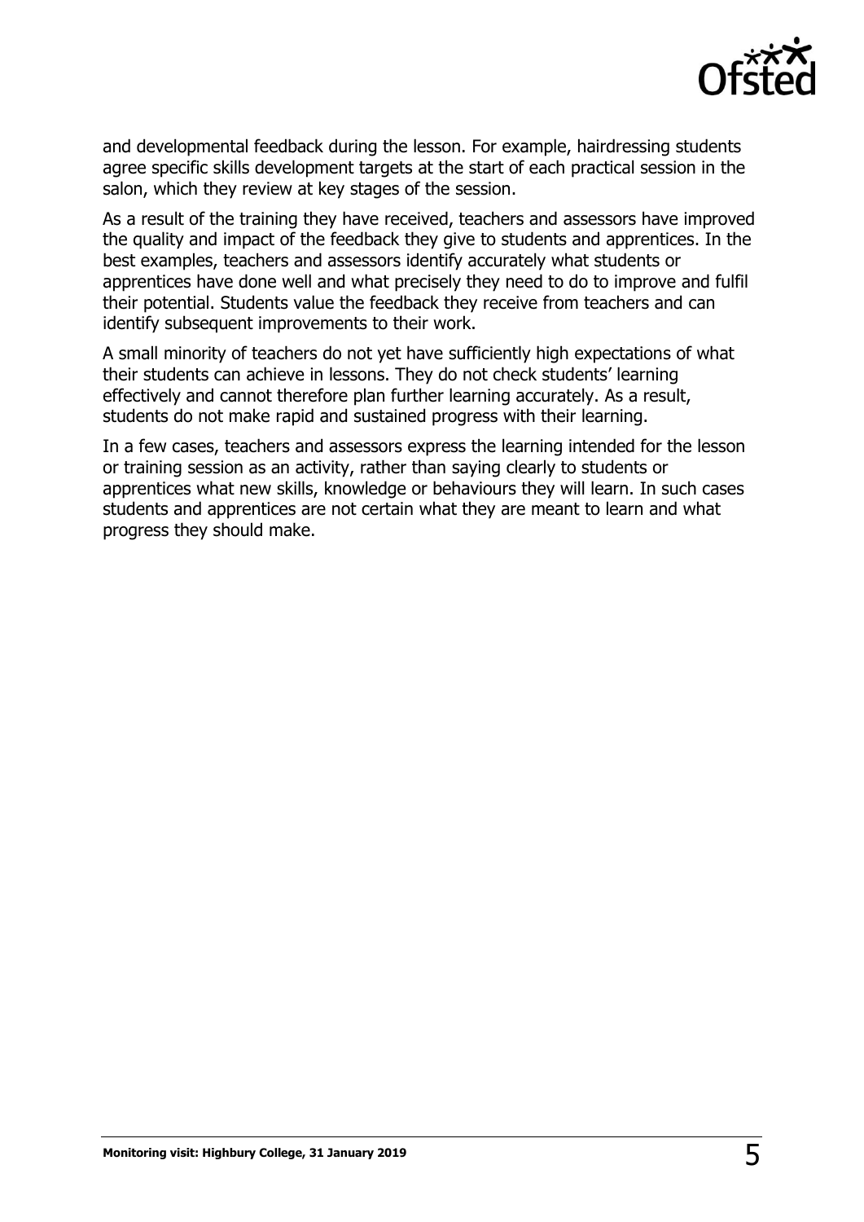and developmental feedback during the lesson. For example, hairdressing students agree specific skills development targets at the start of each practical session in the salon, which they review at key stages of the session.

As a result of the training they have received, teachers and assessors have improved the quality and impact of the feedback they give to students and apprentices. In the best examples, teachers and assessors identify accurately what students or apprentices have done well and what precisely they need to do to improve and fulfil their potential. Students value the feedback they receive from teachers and can identify subsequent improvements to their work.

A small minority of teachers do not yet have sufficiently high expectations of what their students can achieve in lessons. They do not check students' learning effectively and cannot therefore plan further learning accurately. As a result, students do not make rapid and sustained progress with their learning.

In a few cases, teachers and assessors express the learning intended for the lesson or training session as an activity, rather than saying clearly to students or apprentices what new skills, knowledge or behaviours they will learn. In such cases students and apprentices are not certain what they are meant to learn and what progress they should make.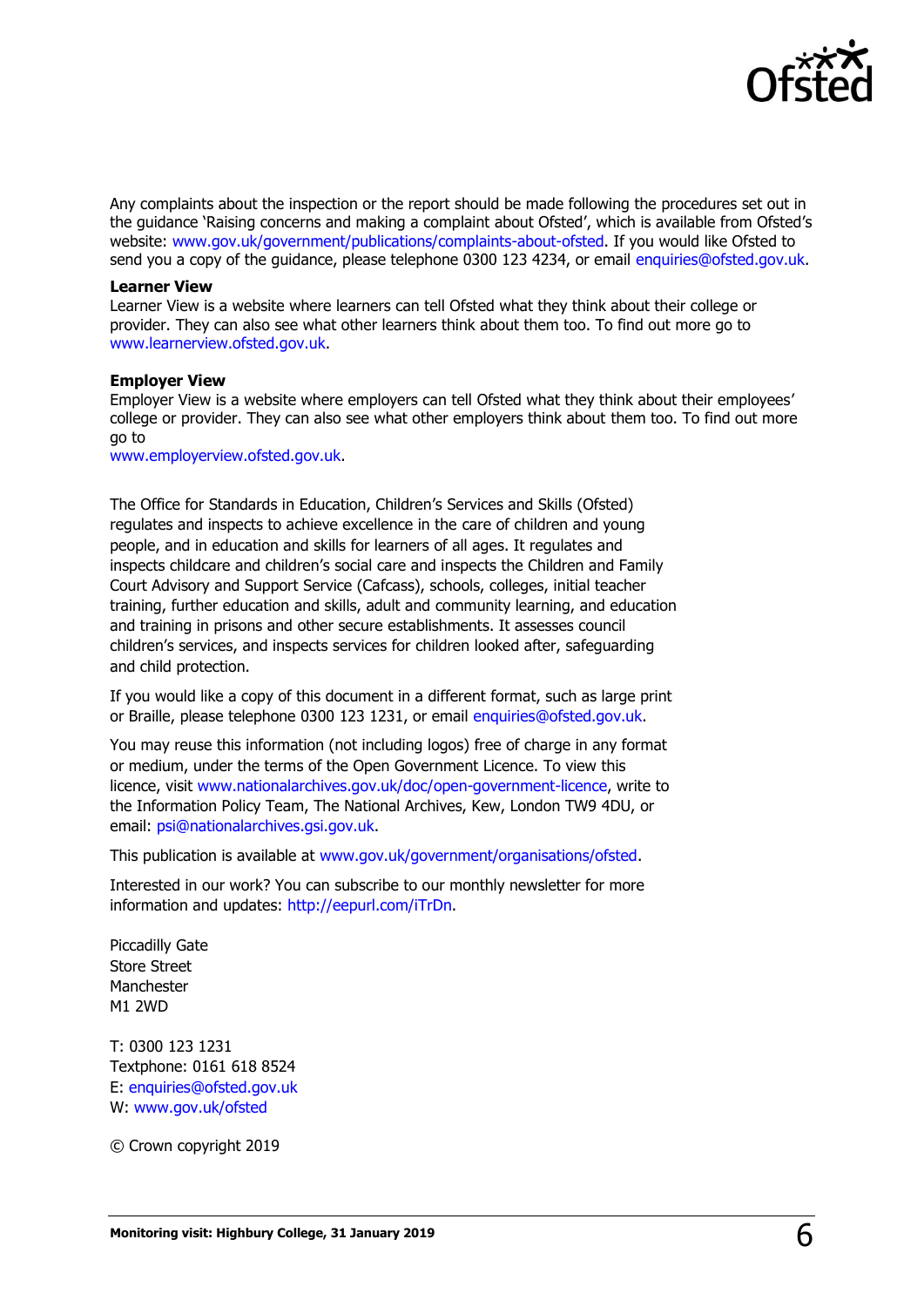Any complaints about the inspection or the report should be made following the procedures set out in the guidance 'Raising concerns and making a complaint about Ofsted', which is available from Ofsted's website: www.gov.uk/government/publications/complaints-about-ofsted. If you would like Ofsted to send you a copy of the guidance, please telephone 0300 123 4234, or email enquiries@ofsted.gov.uk.

**Learner View**
Learner View is a website where learners can tell Ofsted what they think about their college or provider. They can also see what other learners think about them too. To find out more go to www.learnerview.ofsted.gov.uk.

**Employer View**
Employer View is a website where employers can tell Ofsted what they think about their employees' college or provider. They can also see what other employers think about them too. To find out more go to
www.employerview.ofsted.gov.uk.

The Office for Standards in Education, Children's Services and Skills (Ofsted) regulates and inspects to achieve excellence in the care of children and young people, and in education and skills for learners of all ages. It regulates and inspects childcare and children's social care and inspects the Children and Family Court Advisory and Support Service (Cafcass), schools, colleges, initial teacher training, further education and skills, adult and community learning, and education and training in prisons and other secure establishments. It assesses council children's services, and inspects services for children looked after, safeguarding and child protection.

If you would like a copy of this document in a different format, such as large print or Braille, please telephone 0300 123 1231, or email enquiries@ofsted.gov.uk.

You may reuse this information (not including logos) free of charge in any format or medium, under the terms of the Open Government Licence. To view this licence, visit www.nationalarchives.gov.uk/doc/open-government-licence, write to the Information Policy Team, The National Archives, Kew, London TW9 4DU, or email: psi@nationalarchives.gsi.gov.uk.

This publication is available at www.gov.uk/government/organisations/ofsted.

Interested in our work? You can subscribe to our monthly newsletter for more information and updates: http://eepurl.com/iTrDn.

Piccadilly Gate
Store Street
Manchester
M1 2WD

T: 0300 123 1231
Textphone: 0161 618 8524
E: enquiries@ofsted.gov.uk
W: www.gov.uk/ofsted

© Crown copyright 2019